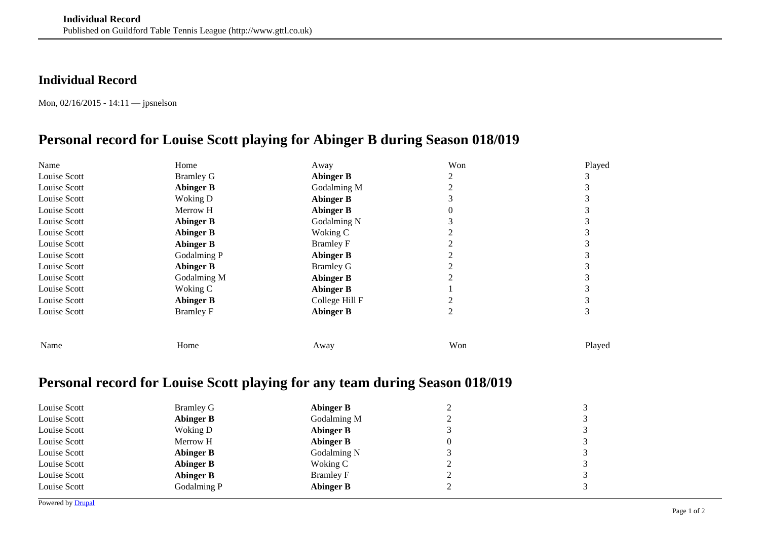## Individual Record

Mon, 02/16/2015 - 14:11 — jpsnelson

# Personal record for Louise Scott playing for Abinger B during Season 018/019

| Name | Home | Away | Won | Played |
| --- | --- | --- | --- | --- |
| Louise Scott | Bramley G | **Abinger B** | 2 | 3 |
| Louise Scott | **Abinger B** | Godalming M | 2 | 3 |
| Louise Scott | Woking D | **Abinger B** | 3 | 3 |
| Louise Scott | Merrow H | **Abinger B** | 0 | 3 |
| Louise Scott | **Abinger B** | Godalming N | 3 | 3 |
| Louise Scott | **Abinger B** | Woking C | 2 | 3 |
| Louise Scott | **Abinger B** | Bramley F | 2 | 3 |
| Louise Scott | Godalming P | **Abinger B** | 2 | 3 |
| Louise Scott | **Abinger B** | Bramley G | 2 | 3 |
| Louise Scott | Godalming M | **Abinger B** | 2 | 3 |
| Louise Scott | Woking C | **Abinger B** | 1 | 3 |
| Louise Scott | **Abinger B** | College Hill F | 2 | 3 |
| Louise Scott | Bramley F | **Abinger B** | 2 | 3 |
| Name | Home | Away | Won | Played |

# Personal record for Louise Scott playing for any team during Season 018/019

| Name | Home | Away | Won | Played |
| --- | --- | --- | --- | --- |
| Louise Scott | Bramley G | **Abinger B** | 2 | 3 |
| Louise Scott | **Abinger B** | Godalming M | 2 | 3 |
| Louise Scott | Woking D | **Abinger B** | 3 | 3 |
| Louise Scott | Merrow H | **Abinger B** | 0 | 3 |
| Louise Scott | **Abinger B** | Godalming N | 3 | 3 |
| Louise Scott | **Abinger B** | Woking C | 2 | 3 |
| Louise Scott | **Abinger B** | Bramley F | 2 | 3 |
| Louise Scott | Godalming P | **Abinger B** | 2 | 3 |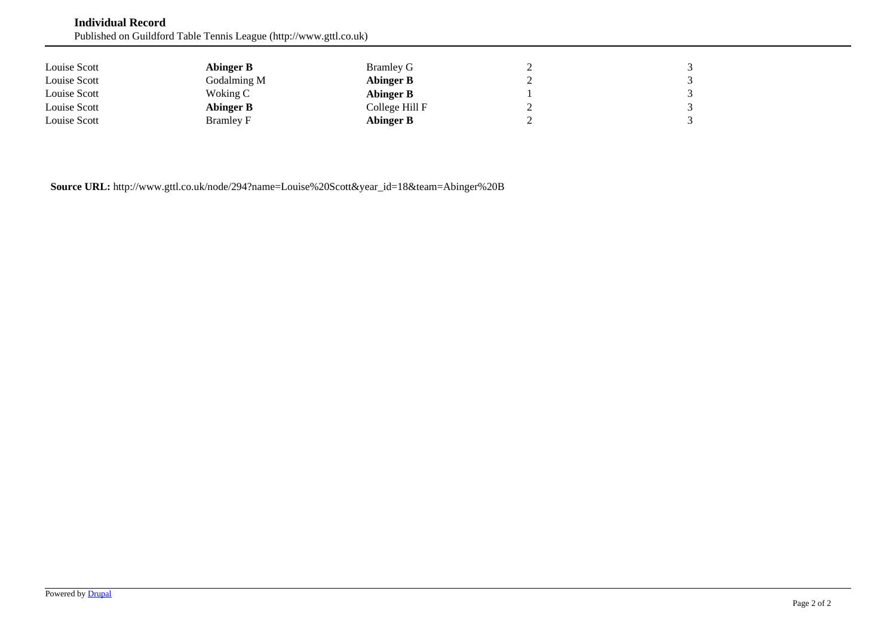**Individual Record**
Published on Guildford Table Tennis League (http://www.gttl.co.uk)

| | | | | |
|---|---|---|---|---|
| Louise Scott | **Abinger B** | Bramley G | 2 | 3 |
| Louise Scott | Godalming M | **Abinger B** | 2 | 3 |
| Louise Scott | Woking C | **Abinger B** | 1 | 3 |
| Louise Scott | **Abinger B** | College Hill F | 2 | 3 |
| Louise Scott | Bramley F | **Abinger B** | 2 | 3 |

**Source URL:** http://www.gttl.co.uk/node/294?name=Louise%20Scott&year_id=18&team=Abinger%20B

Powered by Drupal